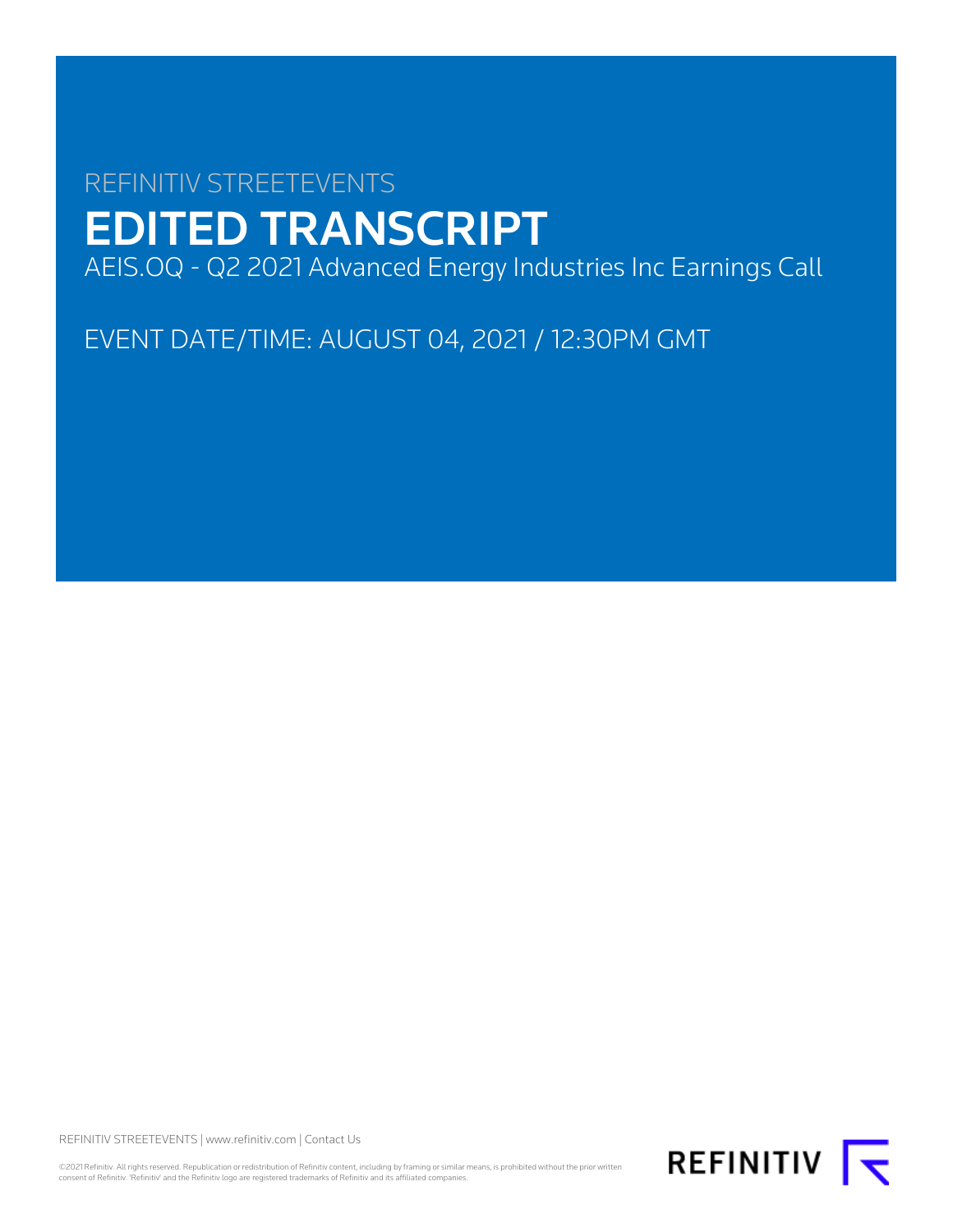REFINITIV STREETEVENTS

# EDITED TRANSCRIPT

AEIS.OQ - Q2 2021 Advanced Energy Industries Inc Earnings Call

EVENT DATE/TIME: AUGUST 04, 2021 / 12:30PM GMT

REFINITIV STREETEVENTS | www.refinitiv.com | Contact Us

©2021 Refinitiv. All rights reserved. Republication or redistribution of Refinitiv content, including by framing or similar means, is prohibited without the prior written consent of Refinitiv. 'Refinitiv' and the Refinitiv logo are registered trademarks of Refinitiv and its affiliated companies.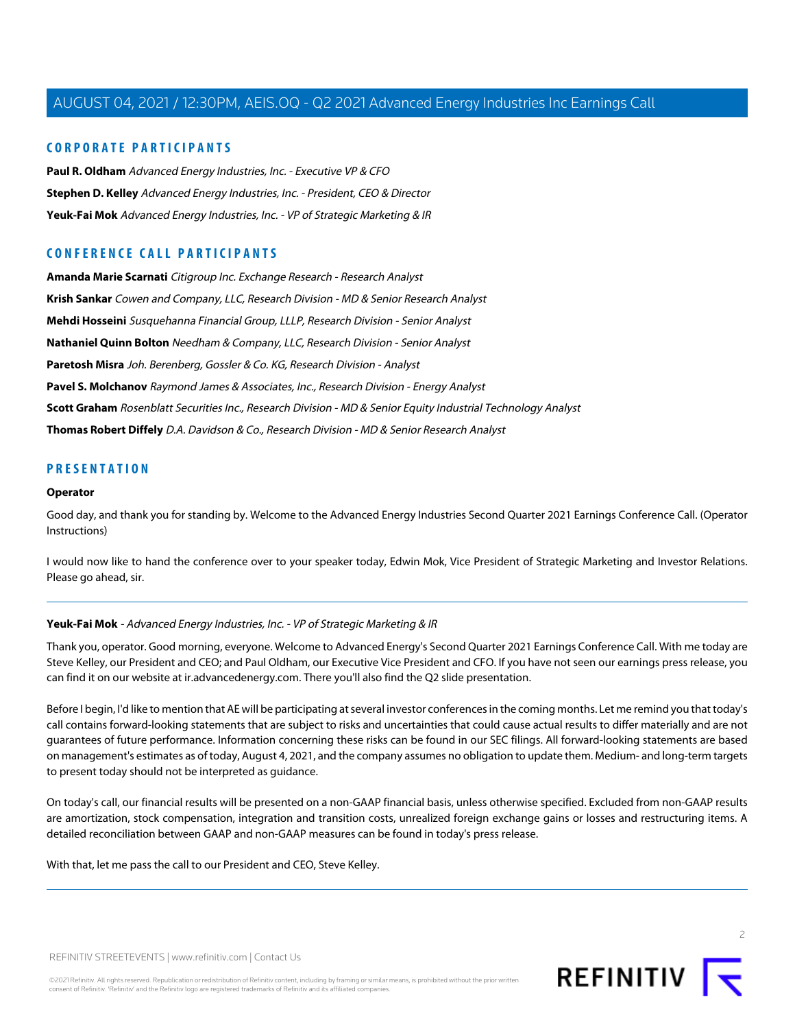## CORPORATE PARTICIPANTS

**Paul R. Oldham** *Advanced Energy Industries, Inc. - Executive VP & CFO*

**Stephen D. Kelley** *Advanced Energy Industries, Inc. - President, CEO & Director*

**Yeuk-Fai Mok** *Advanced Energy Industries, Inc. - VP of Strategic Marketing & IR*

## CONFERENCE CALL PARTICIPANTS

**Amanda Marie Scarnati** *Citigroup Inc. Exchange Research - Research Analyst*

**Krish Sankar** *Cowen and Company, LLC, Research Division - MD & Senior Research Analyst*

**Mehdi Hosseini** *Susquehanna Financial Group, LLLP, Research Division - Senior Analyst*

**Nathaniel Quinn Bolton** *Needham & Company, LLC, Research Division - Senior Analyst*

**Paretosh Misra** *Joh. Berenberg, Gossler & Co. KG, Research Division - Analyst*

**Pavel S. Molchanov** *Raymond James & Associates, Inc., Research Division - Energy Analyst*

**Scott Graham** *Rosenblatt Securities Inc., Research Division - MD & Senior Equity Industrial Technology Analyst*

**Thomas Robert Diffely** *D.A. Davidson & Co., Research Division - MD & Senior Research Analyst*

## PRESENTATION

**Operator**

Good day, and thank you for standing by. Welcome to the Advanced Energy Industries Second Quarter 2021 Earnings Conference Call. (Operator Instructions)

I would now like to hand the conference over to your speaker today, Edwin Mok, Vice President of Strategic Marketing and Investor Relations. Please go ahead, sir.

---

**Yeuk-Fai Mok** - *Advanced Energy Industries, Inc. - VP of Strategic Marketing & IR*

Thank you, operator. Good morning, everyone. Welcome to Advanced Energy's Second Quarter 2021 Earnings Conference Call. With me today are Steve Kelley, our President and CEO; and Paul Oldham, our Executive Vice President and CFO. If you have not seen our earnings press release, you can find it on our website at ir.advancedenergy.com. There you'll also find the Q2 slide presentation.

Before I begin, I'd like to mention that AE will be participating at several investor conferences in the coming months. Let me remind you that today's call contains forward-looking statements that are subject to risks and uncertainties that could cause actual results to differ materially and are not guarantees of future performance. Information concerning these risks can be found in our SEC filings. All forward-looking statements are based on management's estimates as of today, August 4, 2021, and the company assumes no obligation to update them. Medium- and long-term targets to present today should not be interpreted as guidance.

On today's call, our financial results will be presented on a non-GAAP financial basis, unless otherwise specified. Excluded from non-GAAP results are amortization, stock compensation, integration and transition costs, unrealized foreign exchange gains or losses and restructuring items. A detailed reconciliation between GAAP and non-GAAP measures can be found in today's press release.

With that, let me pass the call to our President and CEO, Steve Kelley.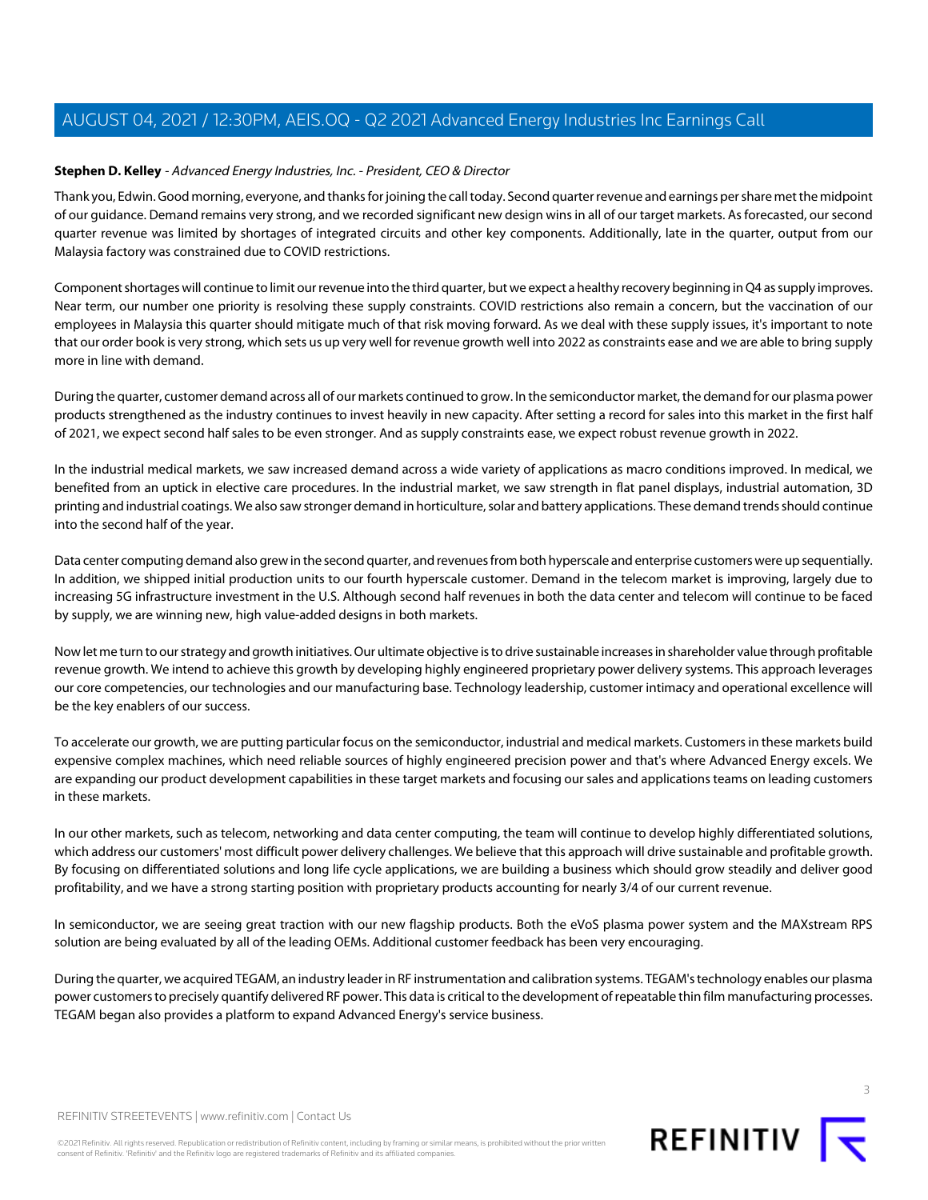**Stephen D. Kelley** - *Advanced Energy Industries, Inc. - President, CEO & Director*

Thank you, Edwin. Good morning, everyone, and thanks for joining the call today. Second quarter revenue and earnings per share met the midpoint of our guidance. Demand remains very strong, and we recorded significant new design wins in all of our target markets. As forecasted, our second quarter revenue was limited by shortages of integrated circuits and other key components. Additionally, late in the quarter, output from our Malaysia factory was constrained due to COVID restrictions.

Component shortages will continue to limit our revenue into the third quarter, but we expect a healthy recovery beginning in Q4 as supply improves. Near term, our number one priority is resolving these supply constraints. COVID restrictions also remain a concern, but the vaccination of our employees in Malaysia this quarter should mitigate much of that risk moving forward. As we deal with these supply issues, it's important to note that our order book is very strong, which sets us up very well for revenue growth well into 2022 as constraints ease and we are able to bring supply more in line with demand.

During the quarter, customer demand across all of our markets continued to grow. In the semiconductor market, the demand for our plasma power products strengthened as the industry continues to invest heavily in new capacity. After setting a record for sales into this market in the first half of 2021, we expect second half sales to be even stronger. And as supply constraints ease, we expect robust revenue growth in 2022.

In the industrial medical markets, we saw increased demand across a wide variety of applications as macro conditions improved. In medical, we benefited from an uptick in elective care procedures. In the industrial market, we saw strength in flat panel displays, industrial automation, 3D printing and industrial coatings. We also saw stronger demand in horticulture, solar and battery applications. These demand trends should continue into the second half of the year.

Data center computing demand also grew in the second quarter, and revenues from both hyperscale and enterprise customers were up sequentially. In addition, we shipped initial production units to our fourth hyperscale customer. Demand in the telecom market is improving, largely due to increasing 5G infrastructure investment in the U.S. Although second half revenues in both the data center and telecom will continue to be faced by supply, we are winning new, high value-added designs in both markets.

Now let me turn to our strategy and growth initiatives. Our ultimate objective is to drive sustainable increases in shareholder value through profitable revenue growth. We intend to achieve this growth by developing highly engineered proprietary power delivery systems. This approach leverages our core competencies, our technologies and our manufacturing base. Technology leadership, customer intimacy and operational excellence will be the key enablers of our success.

To accelerate our growth, we are putting particular focus on the semiconductor, industrial and medical markets. Customers in these markets build expensive complex machines, which need reliable sources of highly engineered precision power and that's where Advanced Energy excels. We are expanding our product development capabilities in these target markets and focusing our sales and applications teams on leading customers in these markets.

In our other markets, such as telecom, networking and data center computing, the team will continue to develop highly differentiated solutions, which address our customers' most difficult power delivery challenges. We believe that this approach will drive sustainable and profitable growth. By focusing on differentiated solutions and long life cycle applications, we are building a business which should grow steadily and deliver good profitability, and we have a strong starting position with proprietary products accounting for nearly 3/4 of our current revenue.

In semiconductor, we are seeing great traction with our new flagship products. Both the eVoS plasma power system and the MAXstream RPS solution are being evaluated by all of the leading OEMs. Additional customer feedback has been very encouraging.

During the quarter, we acquired TEGAM, an industry leader in RF instrumentation and calibration systems. TEGAM's technology enables our plasma power customers to precisely quantify delivered RF power. This data is critical to the development of repeatable thin film manufacturing processes. TEGAM began also provides a platform to expand Advanced Energy's service business.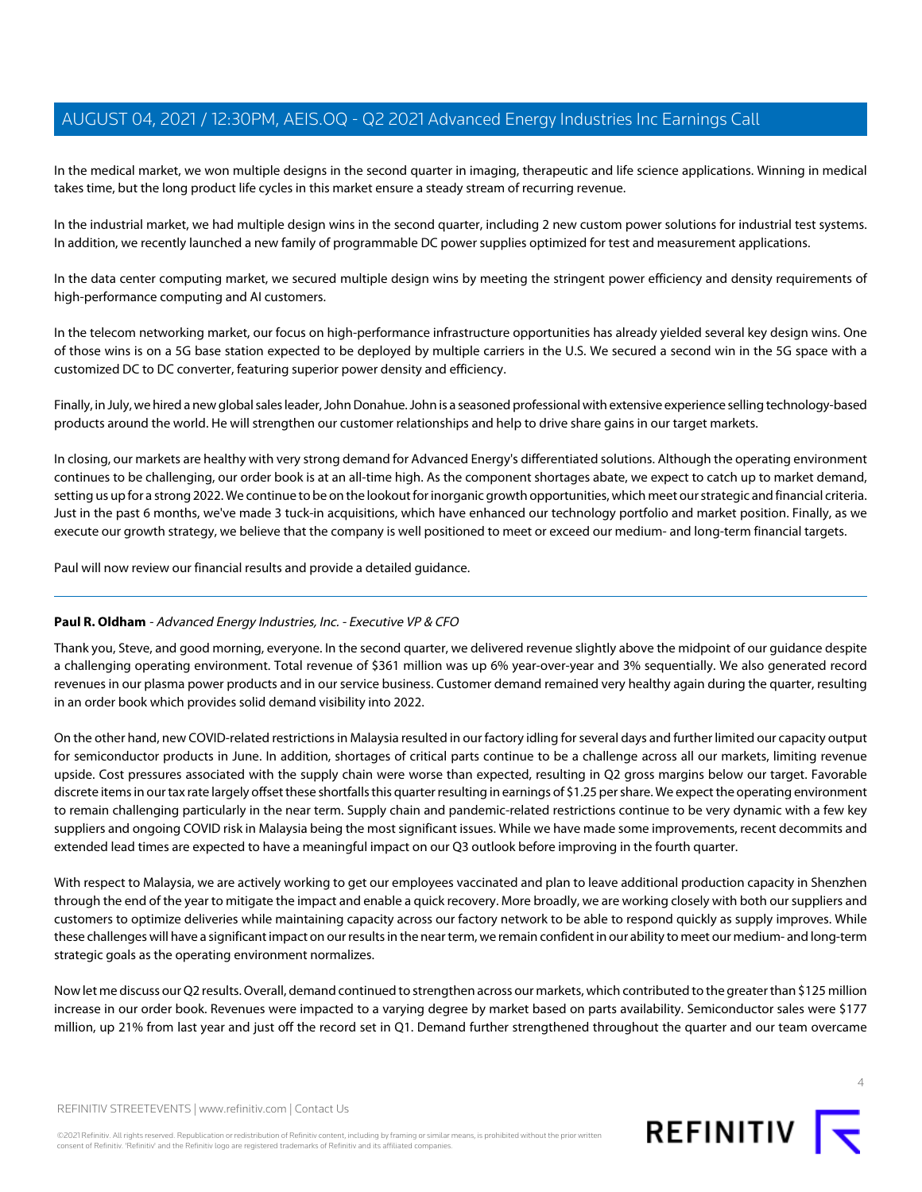In the medical market, we won multiple designs in the second quarter in imaging, therapeutic and life science applications. Winning in medical takes time, but the long product life cycles in this market ensure a steady stream of recurring revenue.

In the industrial market, we had multiple design wins in the second quarter, including 2 new custom power solutions for industrial test systems. In addition, we recently launched a new family of programmable DC power supplies optimized for test and measurement applications.

In the data center computing market, we secured multiple design wins by meeting the stringent power efficiency and density requirements of high-performance computing and AI customers.

In the telecom networking market, our focus on high-performance infrastructure opportunities has already yielded several key design wins. One of those wins is on a 5G base station expected to be deployed by multiple carriers in the U.S. We secured a second win in the 5G space with a customized DC to DC converter, featuring superior power density and efficiency.

Finally, in July, we hired a new global sales leader, John Donahue. John is a seasoned professional with extensive experience selling technology-based products around the world. He will strengthen our customer relationships and help to drive share gains in our target markets.

In closing, our markets are healthy with very strong demand for Advanced Energy's differentiated solutions. Although the operating environment continues to be challenging, our order book is at an all-time high. As the component shortages abate, we expect to catch up to market demand, setting us up for a strong 2022. We continue to be on the lookout for inorganic growth opportunities, which meet our strategic and financial criteria. Just in the past 6 months, we've made 3 tuck-in acquisitions, which have enhanced our technology portfolio and market position. Finally, as we execute our growth strategy, we believe that the company is well positioned to meet or exceed our medium- and long-term financial targets.

Paul will now review our financial results and provide a detailed guidance.

---

**Paul R. Oldham** - *Advanced Energy Industries, Inc. - Executive VP & CFO*

Thank you, Steve, and good morning, everyone. In the second quarter, we delivered revenue slightly above the midpoint of our guidance despite a challenging operating environment. Total revenue of $361 million was up 6% year-over-year and 3% sequentially. We also generated record revenues in our plasma power products and in our service business. Customer demand remained very healthy again during the quarter, resulting in an order book which provides solid demand visibility into 2022.

On the other hand, new COVID-related restrictions in Malaysia resulted in our factory idling for several days and further limited our capacity output for semiconductor products in June. In addition, shortages of critical parts continue to be a challenge across all our markets, limiting revenue upside. Cost pressures associated with the supply chain were worse than expected, resulting in Q2 gross margins below our target. Favorable discrete items in our tax rate largely offset these shortfalls this quarter resulting in earnings of $1.25 per share. We expect the operating environment to remain challenging particularly in the near term. Supply chain and pandemic-related restrictions continue to be very dynamic with a few key suppliers and ongoing COVID risk in Malaysia being the most significant issues. While we have made some improvements, recent decommits and extended lead times are expected to have a meaningful impact on our Q3 outlook before improving in the fourth quarter.

With respect to Malaysia, we are actively working to get our employees vaccinated and plan to leave additional production capacity in Shenzhen through the end of the year to mitigate the impact and enable a quick recovery. More broadly, we are working closely with both our suppliers and customers to optimize deliveries while maintaining capacity across our factory network to be able to respond quickly as supply improves. While these challenges will have a significant impact on our results in the near term, we remain confident in our ability to meet our medium- and long-term strategic goals as the operating environment normalizes.

Now let me discuss our Q2 results. Overall, demand continued to strengthen across our markets, which contributed to the greater than $125 million increase in our order book. Revenues were impacted to a varying degree by market based on parts availability. Semiconductor sales were $177 million, up 21% from last year and just off the record set in Q1. Demand further strengthened throughout the quarter and our team overcame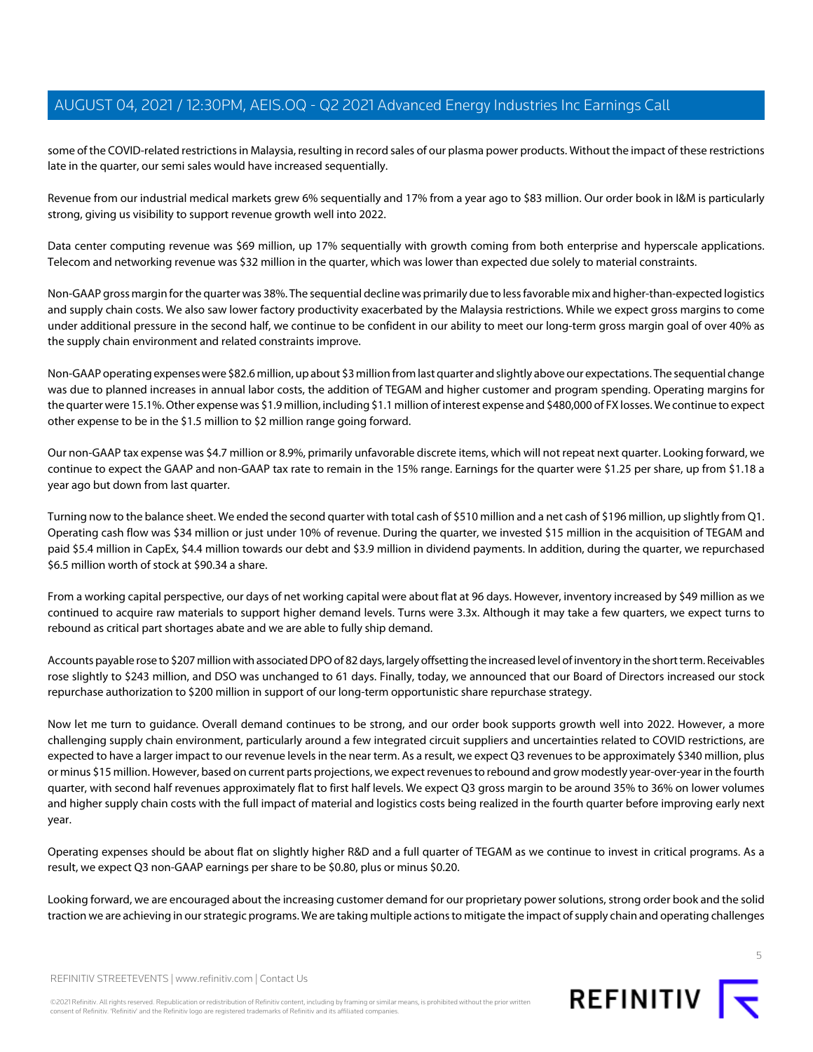some of the COVID-related restrictions in Malaysia, resulting in record sales of our plasma power products. Without the impact of these restrictions late in the quarter, our semi sales would have increased sequentially.

Revenue from our industrial medical markets grew 6% sequentially and 17% from a year ago to $83 million. Our order book in I&M is particularly strong, giving us visibility to support revenue growth well into 2022.

Data center computing revenue was $69 million, up 17% sequentially with growth coming from both enterprise and hyperscale applications. Telecom and networking revenue was $32 million in the quarter, which was lower than expected due solely to material constraints.

Non-GAAP gross margin for the quarter was 38%. The sequential decline was primarily due to less favorable mix and higher-than-expected logistics and supply chain costs. We also saw lower factory productivity exacerbated by the Malaysia restrictions. While we expect gross margins to come under additional pressure in the second half, we continue to be confident in our ability to meet our long-term gross margin goal of over 40% as the supply chain environment and related constraints improve.

Non-GAAP operating expenses were $82.6 million, up about $3 million from last quarter and slightly above our expectations. The sequential change was due to planned increases in annual labor costs, the addition of TEGAM and higher customer and program spending. Operating margins for the quarter were 15.1%. Other expense was $1.9 million, including $1.1 million of interest expense and $480,000 of FX losses. We continue to expect other expense to be in the $1.5 million to $2 million range going forward.

Our non-GAAP tax expense was $4.7 million or 8.9%, primarily unfavorable discrete items, which will not repeat next quarter. Looking forward, we continue to expect the GAAP and non-GAAP tax rate to remain in the 15% range. Earnings for the quarter were $1.25 per share, up from $1.18 a year ago but down from last quarter.

Turning now to the balance sheet. We ended the second quarter with total cash of $510 million and a net cash of $196 million, up slightly from Q1. Operating cash flow was $34 million or just under 10% of revenue. During the quarter, we invested $15 million in the acquisition of TEGAM and paid $5.4 million in CapEx, $4.4 million towards our debt and $3.9 million in dividend payments. In addition, during the quarter, we repurchased $6.5 million worth of stock at $90.34 a share.

From a working capital perspective, our days of net working capital were about flat at 96 days. However, inventory increased by $49 million as we continued to acquire raw materials to support higher demand levels. Turns were 3.3x. Although it may take a few quarters, we expect turns to rebound as critical part shortages abate and we are able to fully ship demand.

Accounts payable rose to $207 million with associated DPO of 82 days, largely offsetting the increased level of inventory in the short term. Receivables rose slightly to $243 million, and DSO was unchanged to 61 days. Finally, today, we announced that our Board of Directors increased our stock repurchase authorization to $200 million in support of our long-term opportunistic share repurchase strategy.

Now let me turn to guidance. Overall demand continues to be strong, and our order book supports growth well into 2022. However, a more challenging supply chain environment, particularly around a few integrated circuit suppliers and uncertainties related to COVID restrictions, are expected to have a larger impact to our revenue levels in the near term. As a result, we expect Q3 revenues to be approximately $340 million, plus or minus $15 million. However, based on current parts projections, we expect revenues to rebound and grow modestly year-over-year in the fourth quarter, with second half revenues approximately flat to first half levels. We expect Q3 gross margin to be around 35% to 36% on lower volumes and higher supply chain costs with the full impact of material and logistics costs being realized in the fourth quarter before improving early next year.

Operating expenses should be about flat on slightly higher R&D and a full quarter of TEGAM as we continue to invest in critical programs. As a result, we expect Q3 non-GAAP earnings per share to be $0.80, plus or minus $0.20.

Looking forward, we are encouraged about the increasing customer demand for our proprietary power solutions, strong order book and the solid traction we are achieving in our strategic programs. We are taking multiple actions to mitigate the impact of supply chain and operating challenges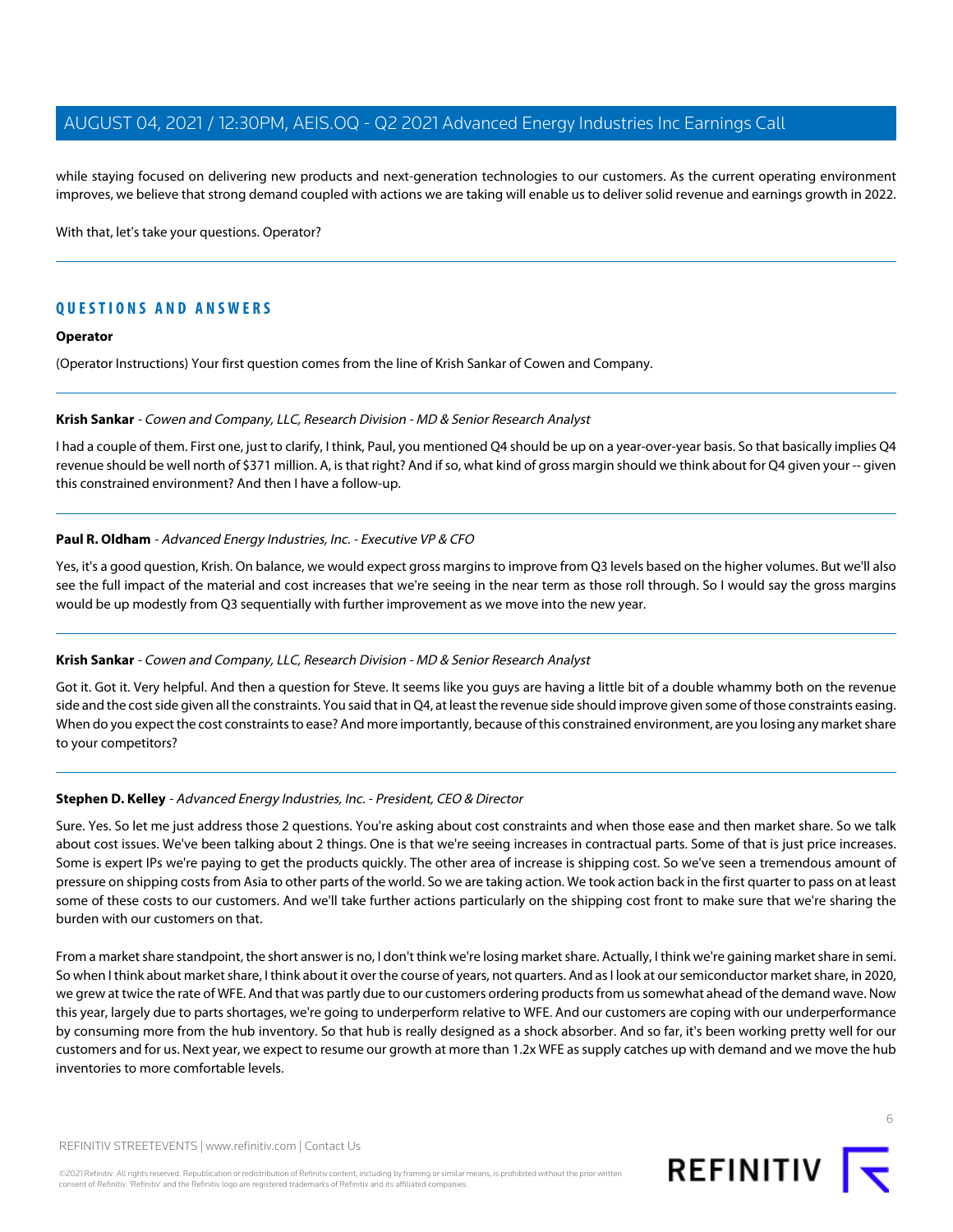while staying focused on delivering new products and next-generation technologies to our customers. As the current operating environment improves, we believe that strong demand coupled with actions we are taking will enable us to deliver solid revenue and earnings growth in 2022.

With that, let's take your questions. Operator?

## QUESTIONS AND ANSWERS

**Operator**

(Operator Instructions) Your first question comes from the line of Krish Sankar of Cowen and Company.

**Krish Sankar** - *Cowen and Company, LLC, Research Division - MD & Senior Research Analyst*

I had a couple of them. First one, just to clarify, I think, Paul, you mentioned Q4 should be up on a year-over-year basis. So that basically implies Q4 revenue should be well north of $371 million. A, is that right? And if so, what kind of gross margin should we think about for Q4 given your -- given this constrained environment? And then I have a follow-up.

**Paul R. Oldham** - *Advanced Energy Industries, Inc. - Executive VP & CFO*

Yes, it's a good question, Krish. On balance, we would expect gross margins to improve from Q3 levels based on the higher volumes. But we'll also see the full impact of the material and cost increases that we're seeing in the near term as those roll through. So I would say the gross margins would be up modestly from Q3 sequentially with further improvement as we move into the new year.

**Krish Sankar** - *Cowen and Company, LLC, Research Division - MD & Senior Research Analyst*

Got it. Got it. Very helpful. And then a question for Steve. It seems like you guys are having a little bit of a double whammy both on the revenue side and the cost side given all the constraints. You said that in Q4, at least the revenue side should improve given some of those constraints easing. When do you expect the cost constraints to ease? And more importantly, because of this constrained environment, are you losing any market share to your competitors?

**Stephen D. Kelley** - *Advanced Energy Industries, Inc. - President, CEO & Director*

Sure. Yes. So let me just address those 2 questions. You're asking about cost constraints and when those ease and then market share. So we talk about cost issues. We've been talking about 2 things. One is that we're seeing increases in contractual parts. Some of that is just price increases. Some is expert IPs we're paying to get the products quickly. The other area of increase is shipping cost. So we've seen a tremendous amount of pressure on shipping costs from Asia to other parts of the world. So we are taking action. We took action back in the first quarter to pass on at least some of these costs to our customers. And we'll take further actions particularly on the shipping cost front to make sure that we're sharing the burden with our customers on that.

From a market share standpoint, the short answer is no, I don't think we're losing market share. Actually, I think we're gaining market share in semi. So when I think about market share, I think about it over the course of years, not quarters. And as I look at our semiconductor market share, in 2020, we grew at twice the rate of WFE. And that was partly due to our customers ordering products from us somewhat ahead of the demand wave. Now this year, largely due to parts shortages, we're going to underperform relative to WFE. And our customers are coping with our underperformance by consuming more from the hub inventory. So that hub is really designed as a shock absorber. And so far, it's been working pretty well for our customers and for us. Next year, we expect to resume our growth at more than 1.2x WFE as supply catches up with demand and we move the hub inventories to more comfortable levels.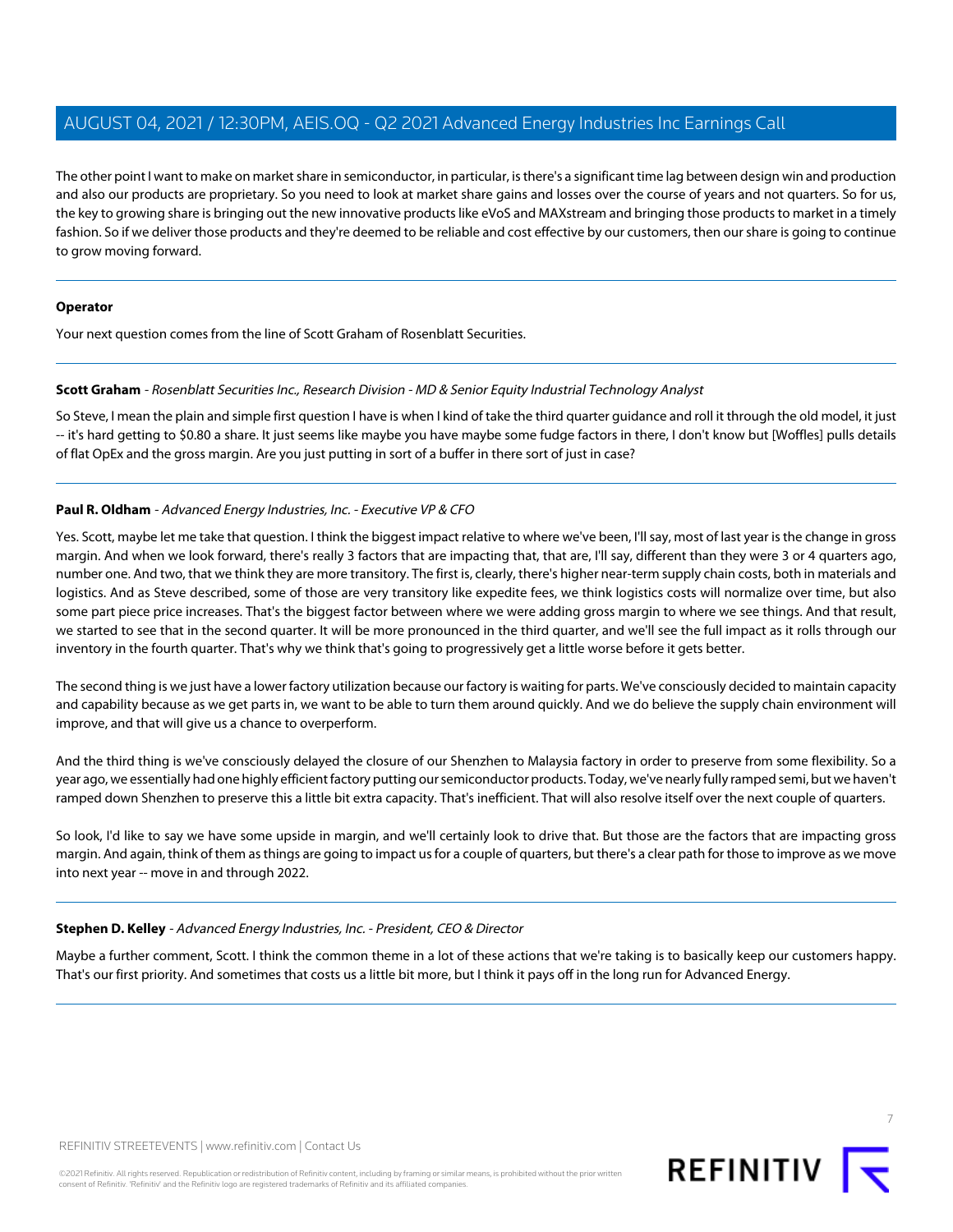The other point I want to make on market share in semiconductor, in particular, is there's a significant time lag between design win and production and also our products are proprietary. So you need to look at market share gains and losses over the course of years and not quarters. So for us, the key to growing share is bringing out the new innovative products like eVoS and MAXstream and bringing those products to market in a timely fashion. So if we deliver those products and they're deemed to be reliable and cost effective by our customers, then our share is going to continue to grow moving forward.

---

**Operator**

Your next question comes from the line of Scott Graham of Rosenblatt Securities.

---

**Scott Graham** - *Rosenblatt Securities Inc., Research Division - MD & Senior Equity Industrial Technology Analyst*

So Steve, I mean the plain and simple first question I have is when I kind of take the third quarter guidance and roll it through the old model, it just -- it's hard getting to $0.80 a share. It just seems like maybe you have maybe some fudge factors in there, I don't know but [Woffles] pulls details of flat OpEx and the gross margin. Are you just putting in sort of a buffer in there sort of just in case?

---

**Paul R. Oldham** - *Advanced Energy Industries, Inc. - Executive VP & CFO*

Yes. Scott, maybe let me take that question. I think the biggest impact relative to where we've been, I'll say, most of last year is the change in gross margin. And when we look forward, there's really 3 factors that are impacting that, that are, I'll say, different than they were 3 or 4 quarters ago, number one. And two, that we think they are more transitory. The first is, clearly, there's higher near-term supply chain costs, both in materials and logistics. And as Steve described, some of those are very transitory like expedite fees, we think logistics costs will normalize over time, but also some part piece price increases. That's the biggest factor between where we were adding gross margin to where we see things. And that result, we started to see that in the second quarter. It will be more pronounced in the third quarter, and we'll see the full impact as it rolls through our inventory in the fourth quarter. That's why we think that's going to progressively get a little worse before it gets better.

The second thing is we just have a lower factory utilization because our factory is waiting for parts. We've consciously decided to maintain capacity and capability because as we get parts in, we want to be able to turn them around quickly. And we do believe the supply chain environment will improve, and that will give us a chance to overperform.

And the third thing is we've consciously delayed the closure of our Shenzhen to Malaysia factory in order to preserve from some flexibility. So a year ago, we essentially had one highly efficient factory putting our semiconductor products. Today, we've nearly fully ramped semi, but we haven't ramped down Shenzhen to preserve this a little bit extra capacity. That's inefficient. That will also resolve itself over the next couple of quarters.

So look, I'd like to say we have some upside in margin, and we'll certainly look to drive that. But those are the factors that are impacting gross margin. And again, think of them as things are going to impact us for a couple of quarters, but there's a clear path for those to improve as we move into next year -- move in and through 2022.

---

**Stephen D. Kelley** - *Advanced Energy Industries, Inc. - President, CEO & Director*

Maybe a further comment, Scott. I think the common theme in a lot of these actions that we're taking is to basically keep our customers happy. That's our first priority. And sometimes that costs us a little bit more, but I think it pays off in the long run for Advanced Energy.

---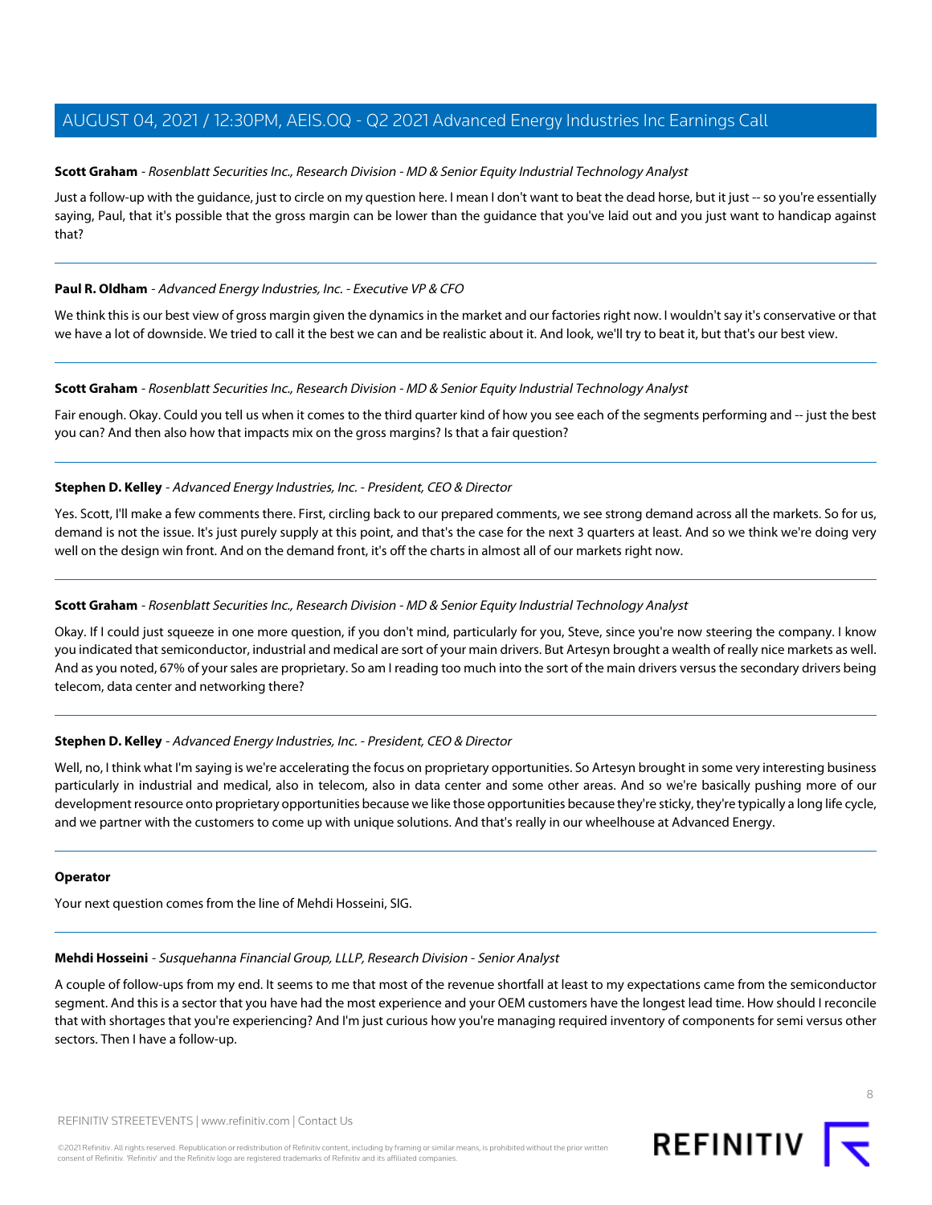**Scott Graham** - *Rosenblatt Securities Inc., Research Division - MD & Senior Equity Industrial Technology Analyst*

Just a follow-up with the guidance, just to circle on my question here. I mean I don't want to beat the dead horse, but it just -- so you're essentially saying, Paul, that it's possible that the gross margin can be lower than the guidance that you've laid out and you just want to handicap against that?

---

**Paul R. Oldham** - *Advanced Energy Industries, Inc. - Executive VP & CFO*

We think this is our best view of gross margin given the dynamics in the market and our factories right now. I wouldn't say it's conservative or that we have a lot of downside. We tried to call it the best we can and be realistic about it. And look, we'll try to beat it, but that's our best view.

---

**Scott Graham** - *Rosenblatt Securities Inc., Research Division - MD & Senior Equity Industrial Technology Analyst*

Fair enough. Okay. Could you tell us when it comes to the third quarter kind of how you see each of the segments performing and -- just the best you can? And then also how that impacts mix on the gross margins? Is that a fair question?

---

**Stephen D. Kelley** - *Advanced Energy Industries, Inc. - President, CEO & Director*

Yes. Scott, I'll make a few comments there. First, circling back to our prepared comments, we see strong demand across all the markets. So for us, demand is not the issue. It's just purely supply at this point, and that's the case for the next 3 quarters at least. And so we think we're doing very well on the design win front. And on the demand front, it's off the charts in almost all of our markets right now.

---

**Scott Graham** - *Rosenblatt Securities Inc., Research Division - MD & Senior Equity Industrial Technology Analyst*

Okay. If I could just squeeze in one more question, if you don't mind, particularly for you, Steve, since you're now steering the company. I know you indicated that semiconductor, industrial and medical are sort of your main drivers. But Artesyn brought a wealth of really nice markets as well. And as you noted, 67% of your sales are proprietary. So am I reading too much into the sort of the main drivers versus the secondary drivers being telecom, data center and networking there?

---

**Stephen D. Kelley** - *Advanced Energy Industries, Inc. - President, CEO & Director*

Well, no, I think what I'm saying is we're accelerating the focus on proprietary opportunities. So Artesyn brought in some very interesting business particularly in industrial and medical, also in telecom, also in data center and some other areas. And so we're basically pushing more of our development resource onto proprietary opportunities because we like those opportunities because they're sticky, they're typically a long life cycle, and we partner with the customers to come up with unique solutions. And that's really in our wheelhouse at Advanced Energy.

---

**Operator**

Your next question comes from the line of Mehdi Hosseini, SIG.

---

**Mehdi Hosseini** - *Susquehanna Financial Group, LLLP, Research Division - Senior Analyst*

A couple of follow-ups from my end. It seems to me that most of the revenue shortfall at least to my expectations came from the semiconductor segment. And this is a sector that you have had the most experience and your OEM customers have the longest lead time. How should I reconcile that with shortages that you're experiencing? And I'm just curious how you're managing required inventory of components for semi versus other sectors. Then I have a follow-up.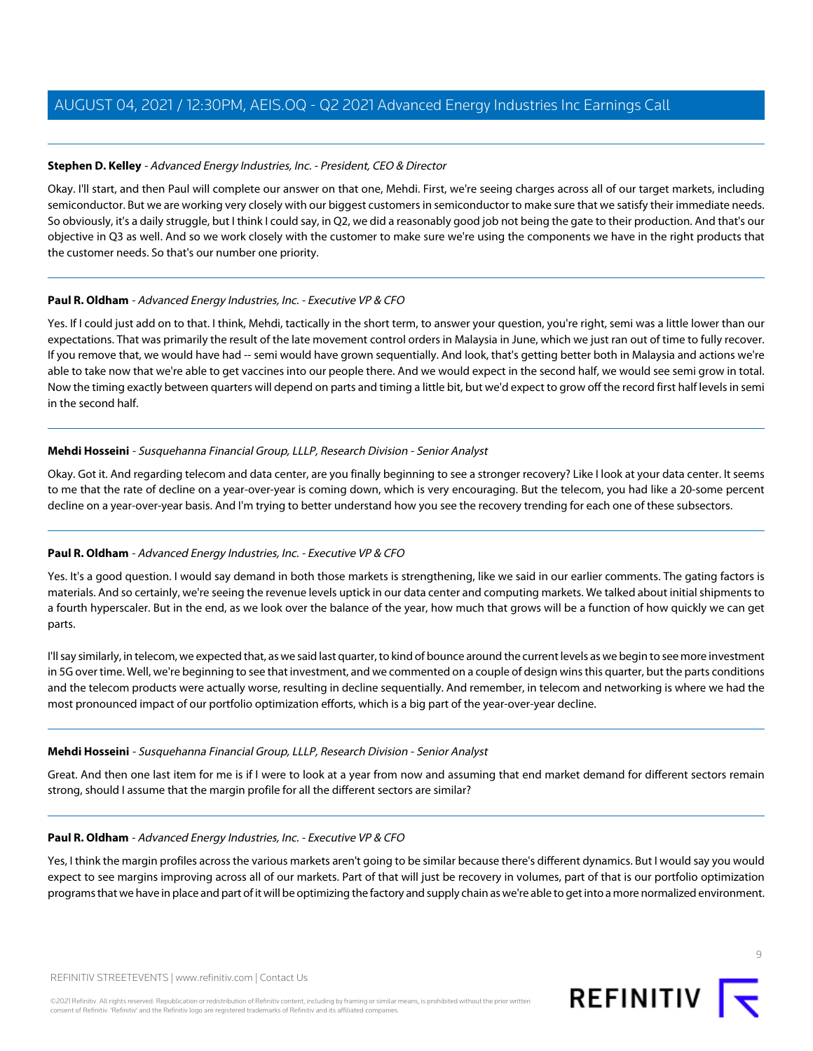**Stephen D. Kelley** - *Advanced Energy Industries, Inc. - President, CEO & Director*

Okay. I'll start, and then Paul will complete our answer on that one, Mehdi. First, we're seeing charges across all of our target markets, including semiconductor. But we are working very closely with our biggest customers in semiconductor to make sure that we satisfy their immediate needs. So obviously, it's a daily struggle, but I think I could say, in Q2, we did a reasonably good job not being the gate to their production. And that's our objective in Q3 as well. And so we work closely with the customer to make sure we're using the components we have in the right products that the customer needs. So that's our number one priority.

---

**Paul R. Oldham** - *Advanced Energy Industries, Inc. - Executive VP & CFO*

Yes. If I could just add on to that. I think, Mehdi, tactically in the short term, to answer your question, you're right, semi was a little lower than our expectations. That was primarily the result of the late movement control orders in Malaysia in June, which we just ran out of time to fully recover. If you remove that, we would have had -- semi would have grown sequentially. And look, that's getting better both in Malaysia and actions we're able to take now that we're able to get vaccines into our people there. And we would expect in the second half, we would see semi grow in total. Now the timing exactly between quarters will depend on parts and timing a little bit, but we'd expect to grow off the record first half levels in semi in the second half.

---

**Mehdi Hosseini** - *Susquehanna Financial Group, LLLP, Research Division - Senior Analyst*

Okay. Got it. And regarding telecom and data center, are you finally beginning to see a stronger recovery? Like I look at your data center. It seems to me that the rate of decline on a year-over-year is coming down, which is very encouraging. But the telecom, you had like a 20-some percent decline on a year-over-year basis. And I'm trying to better understand how you see the recovery trending for each one of these subsectors.

---

**Paul R. Oldham** - *Advanced Energy Industries, Inc. - Executive VP & CFO*

Yes. It's a good question. I would say demand in both those markets is strengthening, like we said in our earlier comments. The gating factors is materials. And so certainly, we're seeing the revenue levels uptick in our data center and computing markets. We talked about initial shipments to a fourth hyperscaler. But in the end, as we look over the balance of the year, how much that grows will be a function of how quickly we can get parts.

I'll say similarly, in telecom, we expected that, as we said last quarter, to kind of bounce around the current levels as we begin to see more investment in 5G over time. Well, we're beginning to see that investment, and we commented on a couple of design wins this quarter, but the parts conditions and the telecom products were actually worse, resulting in decline sequentially. And remember, in telecom and networking is where we had the most pronounced impact of our portfolio optimization efforts, which is a big part of the year-over-year decline.

---

**Mehdi Hosseini** - *Susquehanna Financial Group, LLLP, Research Division - Senior Analyst*

Great. And then one last item for me is if I were to look at a year from now and assuming that end market demand for different sectors remain strong, should I assume that the margin profile for all the different sectors are similar?

---

**Paul R. Oldham** - *Advanced Energy Industries, Inc. - Executive VP & CFO*

Yes, I think the margin profiles across the various markets aren't going to be similar because there's different dynamics. But I would say you would expect to see margins improving across all of our markets. Part of that will just be recovery in volumes, part of that is our portfolio optimization programs that we have in place and part of it will be optimizing the factory and supply chain as we're able to get into a more normalized environment.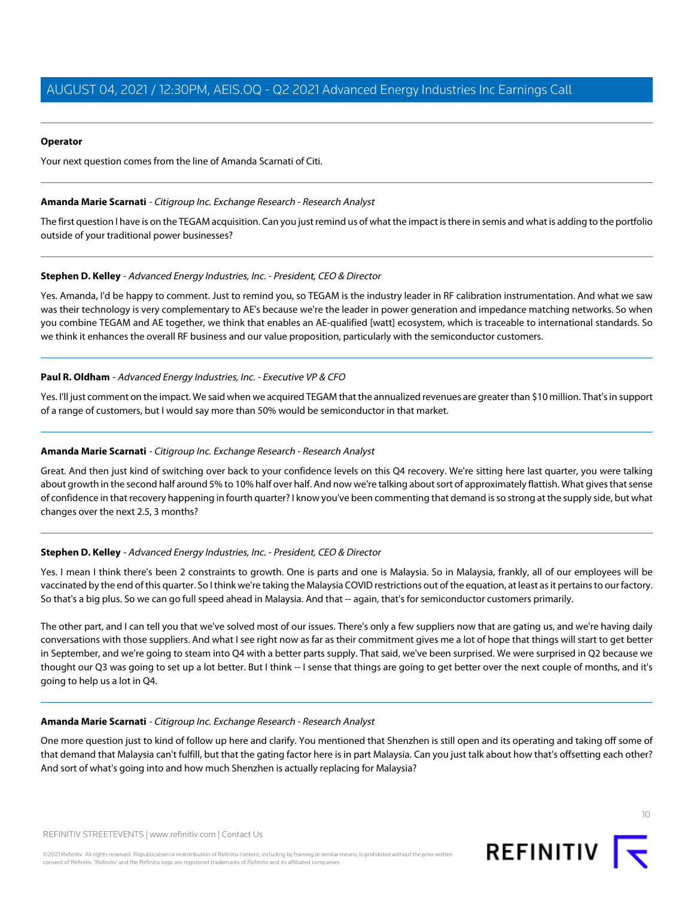**Operator**

Your next question comes from the line of Amanda Scarnati of Citi.

---

**Amanda Marie Scarnati** - *Citigroup Inc. Exchange Research - Research Analyst*

The first question I have is on the TEGAM acquisition. Can you just remind us of what the impact is there in semis and what is adding to the portfolio outside of your traditional power businesses?

---

**Stephen D. Kelley** - *Advanced Energy Industries, Inc. - President, CEO & Director*

Yes. Amanda, I'd be happy to comment. Just to remind you, so TEGAM is the industry leader in RF calibration instrumentation. And what we saw was their technology is very complementary to AE's because we're the leader in power generation and impedance matching networks. So when you combine TEGAM and AE together, we think that enables an AE-qualified [watt] ecosystem, which is traceable to international standards. So we think it enhances the overall RF business and our value proposition, particularly with the semiconductor customers.

---

**Paul R. Oldham** - *Advanced Energy Industries, Inc. - Executive VP & CFO*

Yes. I'll just comment on the impact. We said when we acquired TEGAM that the annualized revenues are greater than $10 million. That's in support of a range of customers, but I would say more than 50% would be semiconductor in that market.

---

**Amanda Marie Scarnati** - *Citigroup Inc. Exchange Research - Research Analyst*

Great. And then just kind of switching over back to your confidence levels on this Q4 recovery. We're sitting here last quarter, you were talking about growth in the second half around 5% to 10% half over half. And now we're talking about sort of approximately flattish. What gives that sense of confidence in that recovery happening in fourth quarter? I know you've been commenting that demand is so strong at the supply side, but what changes over the next 2.5, 3 months?

---

**Stephen D. Kelley** - *Advanced Energy Industries, Inc. - President, CEO & Director*

Yes. I mean I think there's been 2 constraints to growth. One is parts and one is Malaysia. So in Malaysia, frankly, all of our employees will be vaccinated by the end of this quarter. So I think we're taking the Malaysia COVID restrictions out of the equation, at least as it pertains to our factory. So that's a big plus. So we can go full speed ahead in Malaysia. And that -- again, that's for semiconductor customers primarily.

The other part, and I can tell you that we've solved most of our issues. There's only a few suppliers now that are gating us, and we're having daily conversations with those suppliers. And what I see right now as far as their commitment gives me a lot of hope that things will start to get better in September, and we're going to steam into Q4 with a better parts supply. That said, we've been surprised. We were surprised in Q2 because we thought our Q3 was going to set up a lot better. But I think -- I sense that things are going to get better over the next couple of months, and it's going to help us a lot in Q4.

---

**Amanda Marie Scarnati** - *Citigroup Inc. Exchange Research - Research Analyst*

One more question just to kind of follow up here and clarify. You mentioned that Shenzhen is still open and its operating and taking off some of that demand that Malaysia can't fulfill, but that the gating factor here is in part Malaysia. Can you just talk about how that's offsetting each other? And sort of what's going into and how much Shenzhen is actually replacing for Malaysia?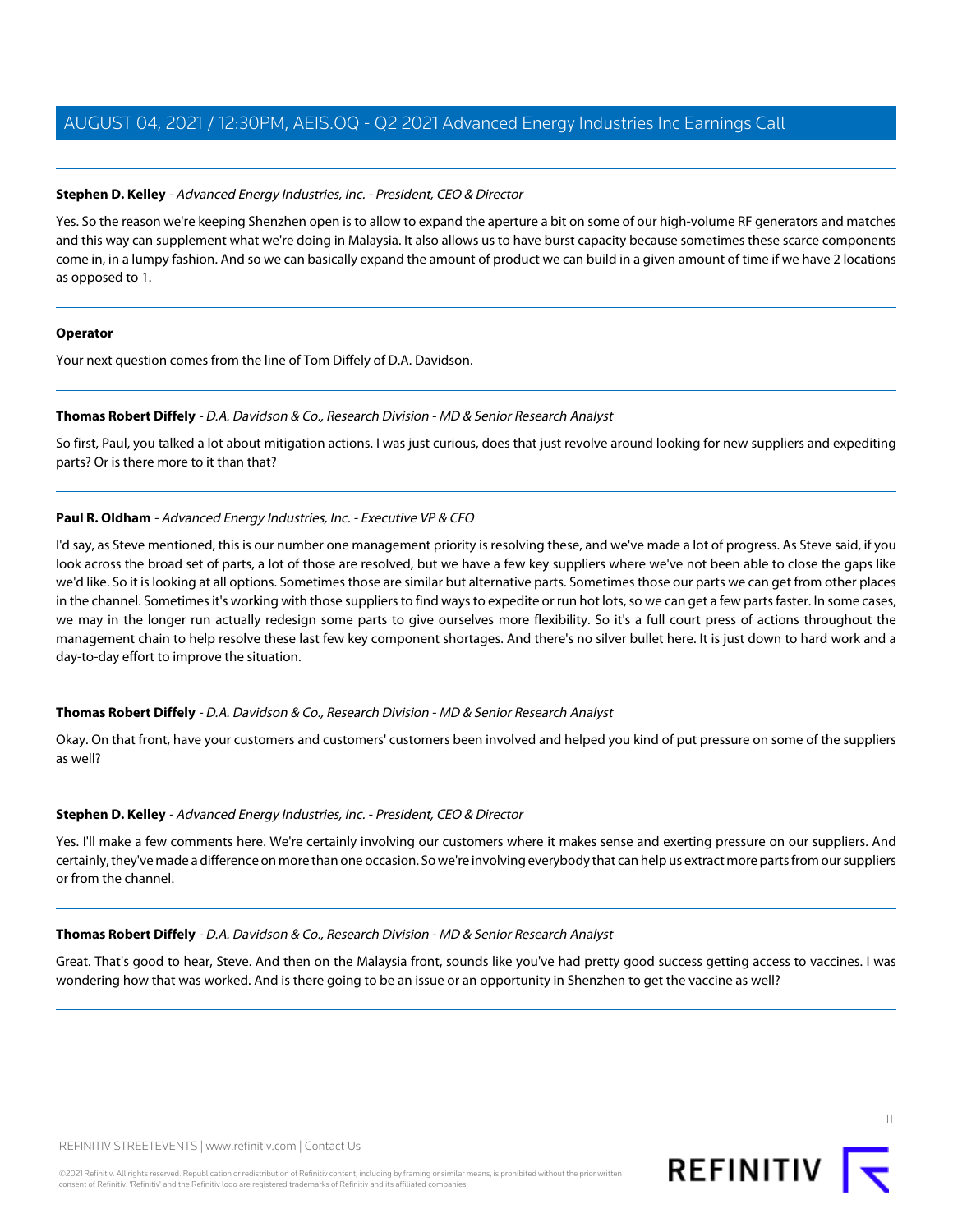**Stephen D. Kelley** - *Advanced Energy Industries, Inc. - President, CEO & Director*

Yes. So the reason we're keeping Shenzhen open is to allow to expand the aperture a bit on some of our high-volume RF generators and matches and this way can supplement what we're doing in Malaysia. It also allows us to have burst capacity because sometimes these scarce components come in, in a lumpy fashion. And so we can basically expand the amount of product we can build in a given amount of time if we have 2 locations as opposed to 1.

---

**Operator**

Your next question comes from the line of Tom Diffely of D.A. Davidson.

---

**Thomas Robert Diffely** - *D.A. Davidson & Co., Research Division - MD & Senior Research Analyst*

So first, Paul, you talked a lot about mitigation actions. I was just curious, does that just revolve around looking for new suppliers and expediting parts? Or is there more to it than that?

---

**Paul R. Oldham** - *Advanced Energy Industries, Inc. - Executive VP & CFO*

I'd say, as Steve mentioned, this is our number one management priority is resolving these, and we've made a lot of progress. As Steve said, if you look across the broad set of parts, a lot of those are resolved, but we have a few key suppliers where we've not been able to close the gaps like we'd like. So it is looking at all options. Sometimes those are similar but alternative parts. Sometimes those our parts we can get from other places in the channel. Sometimes it's working with those suppliers to find ways to expedite or run hot lots, so we can get a few parts faster. In some cases, we may in the longer run actually redesign some parts to give ourselves more flexibility. So it's a full court press of actions throughout the management chain to help resolve these last few key component shortages. And there's no silver bullet here. It is just down to hard work and a day-to-day effort to improve the situation.

---

**Thomas Robert Diffely** - *D.A. Davidson & Co., Research Division - MD & Senior Research Analyst*

Okay. On that front, have your customers and customers' customers been involved and helped you kind of put pressure on some of the suppliers as well?

---

**Stephen D. Kelley** - *Advanced Energy Industries, Inc. - President, CEO & Director*

Yes. I'll make a few comments here. We're certainly involving our customers where it makes sense and exerting pressure on our suppliers. And certainly, they've made a difference on more than one occasion. So we're involving everybody that can help us extract more parts from our suppliers or from the channel.

---

**Thomas Robert Diffely** - *D.A. Davidson & Co., Research Division - MD & Senior Research Analyst*

Great. That's good to hear, Steve. And then on the Malaysia front, sounds like you've had pretty good success getting access to vaccines. I was wondering how that was worked. And is there going to be an issue or an opportunity in Shenzhen to get the vaccine as well?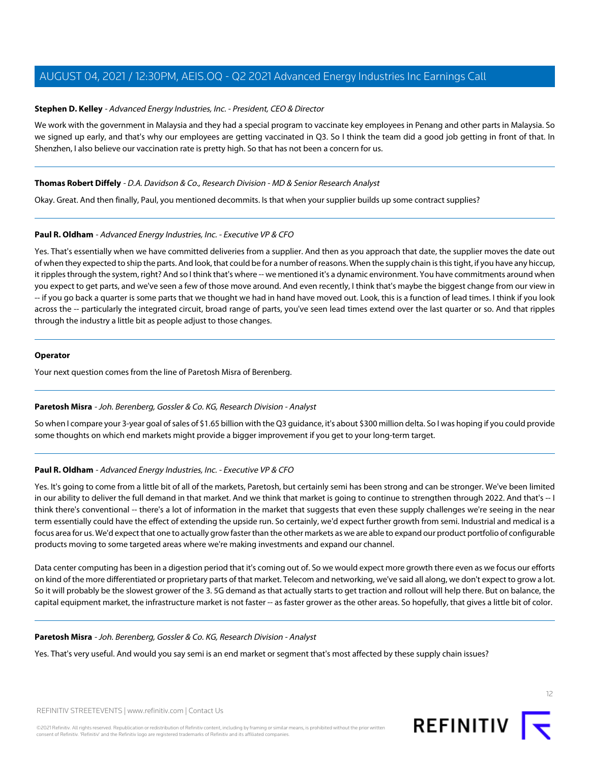**Stephen D. Kelley** - *Advanced Energy Industries, Inc. - President, CEO & Director*

We work with the government in Malaysia and they had a special program to vaccinate key employees in Penang and other parts in Malaysia. So we signed up early, and that's why our employees are getting vaccinated in Q3. So I think the team did a good job getting in front of that. In Shenzhen, I also believe our vaccination rate is pretty high. So that has not been a concern for us.

---

**Thomas Robert Diffely** - *D.A. Davidson & Co., Research Division - MD & Senior Research Analyst*

Okay. Great. And then finally, Paul, you mentioned decommits. Is that when your supplier builds up some contract supplies?

---

**Paul R. Oldham** - *Advanced Energy Industries, Inc. - Executive VP & CFO*

Yes. That's essentially when we have committed deliveries from a supplier. And then as you approach that date, the supplier moves the date out of when they expected to ship the parts. And look, that could be for a number of reasons. When the supply chain is this tight, if you have any hiccup, it ripples through the system, right? And so I think that's where -- we mentioned it's a dynamic environment. You have commitments around when you expect to get parts, and we've seen a few of those move around. And even recently, I think that's maybe the biggest change from our view in -- if you go back a quarter is some parts that we thought we had in hand have moved out. Look, this is a function of lead times. I think if you look across the -- particularly the integrated circuit, broad range of parts, you've seen lead times extend over the last quarter or so. And that ripples through the industry a little bit as people adjust to those changes.

---

**Operator**

Your next question comes from the line of Paretosh Misra of Berenberg.

---

**Paretosh Misra** - *Joh. Berenberg, Gossler & Co. KG, Research Division - Analyst*

So when I compare your 3-year goal of sales of $1.65 billion with the Q3 guidance, it's about $300 million delta. So I was hoping if you could provide some thoughts on which end markets might provide a bigger improvement if you get to your long-term target.

---

**Paul R. Oldham** - *Advanced Energy Industries, Inc. - Executive VP & CFO*

Yes. It's going to come from a little bit of all of the markets, Paretosh, but certainly semi has been strong and can be stronger. We've been limited in our ability to deliver the full demand in that market. And we think that market is going to continue to strengthen through 2022. And that's -- I think there's conventional -- there's a lot of information in the market that suggests that even these supply challenges we're seeing in the near term essentially could have the effect of extending the upside run. So certainly, we'd expect further growth from semi. Industrial and medical is a focus area for us. We'd expect that one to actually grow faster than the other markets as we are able to expand our product portfolio of configurable products moving to some targeted areas where we're making investments and expand our channel.

Data center computing has been in a digestion period that it's coming out of. So we would expect more growth there even as we focus our efforts on kind of the more differentiated or proprietary parts of that market. Telecom and networking, we've said all along, we don't expect to grow a lot. So it will probably be the slowest grower of the 3. 5G demand as that actually starts to get traction and rollout will help there. But on balance, the capital equipment market, the infrastructure market is not faster -- as faster grower as the other areas. So hopefully, that gives a little bit of color.

---

**Paretosh Misra** - *Joh. Berenberg, Gossler & Co. KG, Research Division - Analyst*

Yes. That's very useful. And would you say semi is an end market or segment that's most affected by these supply chain issues?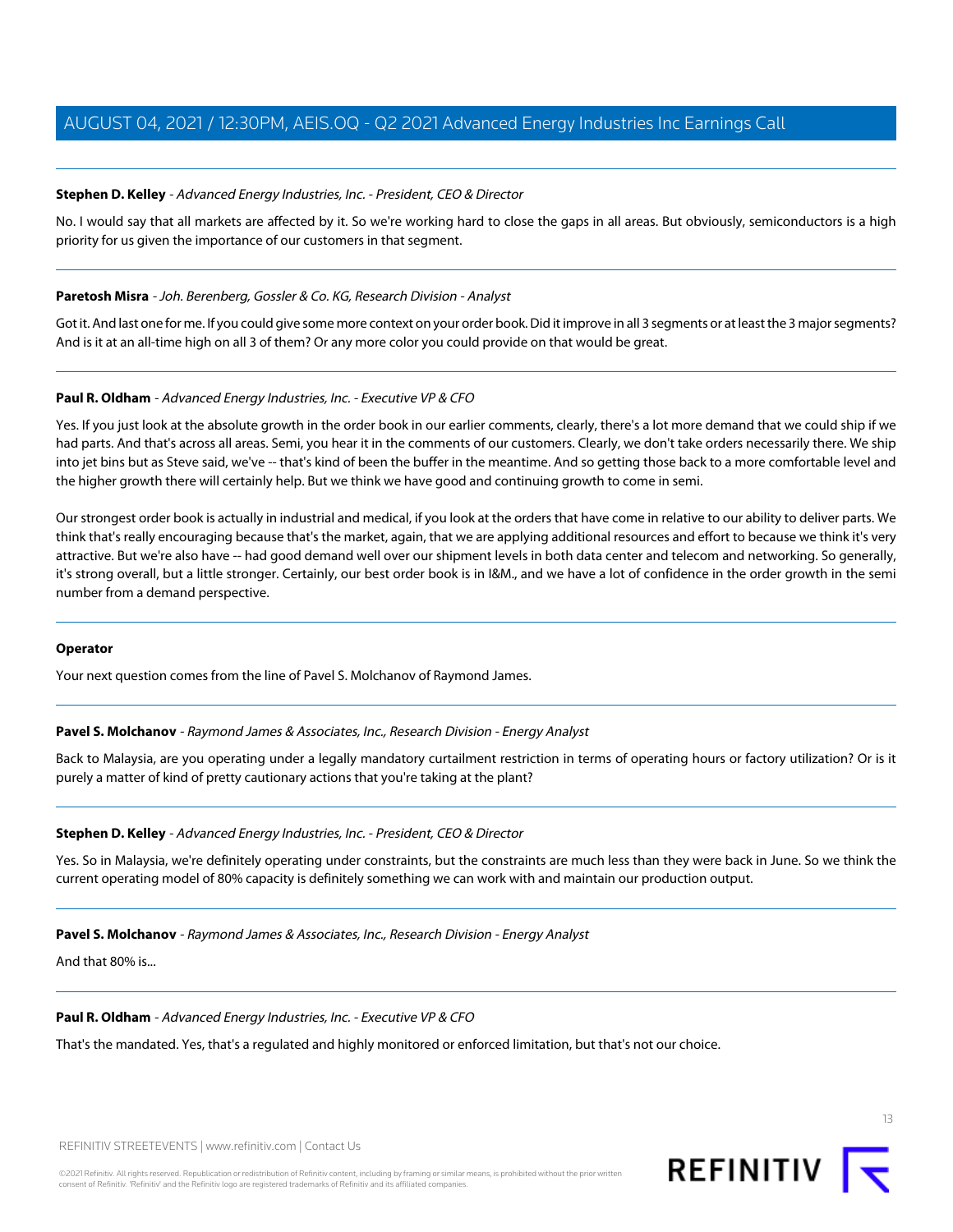**Stephen D. Kelley** - *Advanced Energy Industries, Inc. - President, CEO & Director*

No. I would say that all markets are affected by it. So we're working hard to close the gaps in all areas. But obviously, semiconductors is a high priority for us given the importance of our customers in that segment.

---

**Paretosh Misra** - *Joh. Berenberg, Gossler & Co. KG, Research Division - Analyst*

Got it. And last one for me. If you could give some more context on your order book. Did it improve in all 3 segments or at least the 3 major segments? And is it at an all-time high on all 3 of them? Or any more color you could provide on that would be great.

---

**Paul R. Oldham** - *Advanced Energy Industries, Inc. - Executive VP & CFO*

Yes. If you just look at the absolute growth in the order book in our earlier comments, clearly, there's a lot more demand that we could ship if we had parts. And that's across all areas. Semi, you hear it in the comments of our customers. Clearly, we don't take orders necessarily there. We ship into jet bins but as Steve said, we've -- that's kind of been the buffer in the meantime. And so getting those back to a more comfortable level and the higher growth there will certainly help. But we think we have good and continuing growth to come in semi.

Our strongest order book is actually in industrial and medical, if you look at the orders that have come in relative to our ability to deliver parts. We think that's really encouraging because that's the market, again, that we are applying additional resources and effort to because we think it's very attractive. But we're also have -- had good demand well over our shipment levels in both data center and telecom and networking. So generally, it's strong overall, but a little stronger. Certainly, our best order book is in I&M., and we have a lot of confidence in the order growth in the semi number from a demand perspective.

---

**Operator**

Your next question comes from the line of Pavel S. Molchanov of Raymond James.

---

**Pavel S. Molchanov** - *Raymond James & Associates, Inc., Research Division - Energy Analyst*

Back to Malaysia, are you operating under a legally mandatory curtailment restriction in terms of operating hours or factory utilization? Or is it purely a matter of kind of pretty cautionary actions that you're taking at the plant?

---

**Stephen D. Kelley** - *Advanced Energy Industries, Inc. - President, CEO & Director*

Yes. So in Malaysia, we're definitely operating under constraints, but the constraints are much less than they were back in June. So we think the current operating model of 80% capacity is definitely something we can work with and maintain our production output.

---

**Pavel S. Molchanov** - *Raymond James & Associates, Inc., Research Division - Energy Analyst*

And that 80% is...

---

**Paul R. Oldham** - *Advanced Energy Industries, Inc. - Executive VP & CFO*

That's the mandated. Yes, that's a regulated and highly monitored or enforced limitation, but that's not our choice.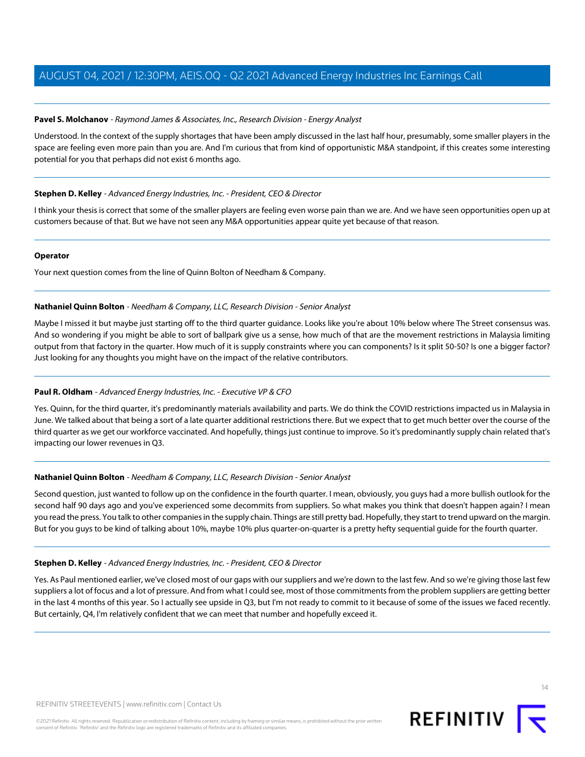**Pavel S. Molchanov** - *Raymond James & Associates, Inc., Research Division - Energy Analyst*

Understood. In the context of the supply shortages that have been amply discussed in the last half hour, presumably, some smaller players in the space are feeling even more pain than you are. And I'm curious that from kind of opportunistic M&A standpoint, if this creates some interesting potential for you that perhaps did not exist 6 months ago.

---

**Stephen D. Kelley** - *Advanced Energy Industries, Inc. - President, CEO & Director*

I think your thesis is correct that some of the smaller players are feeling even worse pain than we are. And we have seen opportunities open up at customers because of that. But we have not seen any M&A opportunities appear quite yet because of that reason.

---

**Operator**

Your next question comes from the line of Quinn Bolton of Needham & Company.

---

**Nathaniel Quinn Bolton** - *Needham & Company, LLC, Research Division - Senior Analyst*

Maybe I missed it but maybe just starting off to the third quarter guidance. Looks like you're about 10% below where The Street consensus was. And so wondering if you might be able to sort of ballpark give us a sense, how much of that are the movement restrictions in Malaysia limiting output from that factory in the quarter. How much of it is supply constraints where you can components? Is it split 50-50? Is one a bigger factor? Just looking for any thoughts you might have on the impact of the relative contributors.

---

**Paul R. Oldham** - *Advanced Energy Industries, Inc. - Executive VP & CFO*

Yes. Quinn, for the third quarter, it's predominantly materials availability and parts. We do think the COVID restrictions impacted us in Malaysia in June. We talked about that being a sort of a late quarter additional restrictions there. But we expect that to get much better over the course of the third quarter as we get our workforce vaccinated. And hopefully, things just continue to improve. So it's predominantly supply chain related that's impacting our lower revenues in Q3.

---

**Nathaniel Quinn Bolton** - *Needham & Company, LLC, Research Division - Senior Analyst*

Second question, just wanted to follow up on the confidence in the fourth quarter. I mean, obviously, you guys had a more bullish outlook for the second half 90 days ago and you've experienced some decommits from suppliers. So what makes you think that doesn't happen again? I mean you read the press. You talk to other companies in the supply chain. Things are still pretty bad. Hopefully, they start to trend upward on the margin. But for you guys to be kind of talking about 10%, maybe 10% plus quarter-on-quarter is a pretty hefty sequential guide for the fourth quarter.

---

**Stephen D. Kelley** - *Advanced Energy Industries, Inc. - President, CEO & Director*

Yes. As Paul mentioned earlier, we've closed most of our gaps with our suppliers and we're down to the last few. And so we're giving those last few suppliers a lot of focus and a lot of pressure. And from what I could see, most of those commitments from the problem suppliers are getting better in the last 4 months of this year. So I actually see upside in Q3, but I'm not ready to commit to it because of some of the issues we faced recently. But certainly, Q4, I'm relatively confident that we can meet that number and hopefully exceed it.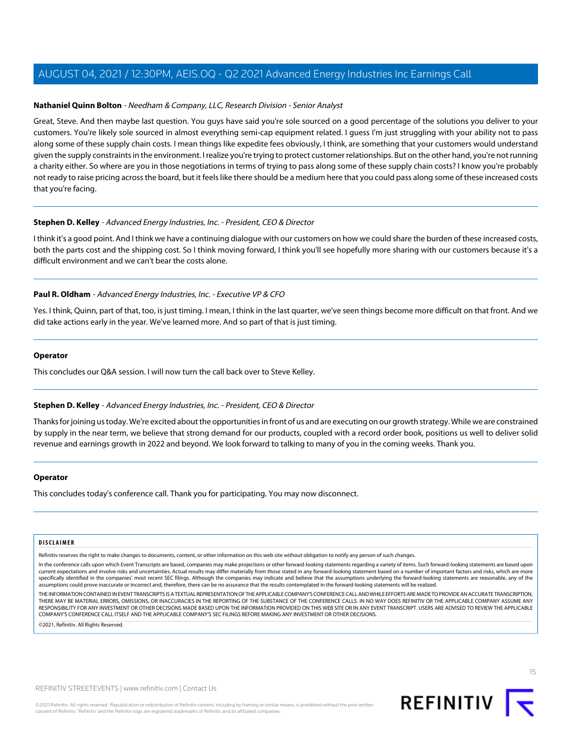**Nathaniel Quinn Bolton** - *Needham & Company, LLC, Research Division - Senior Analyst*

Great, Steve. And then maybe last question. You guys have said you're sole sourced on a good percentage of the solutions you deliver to your customers. You're likely sole sourced in almost everything semi-cap equipment related. I guess I'm just struggling with your ability not to pass along some of these supply chain costs. I mean things like expedite fees obviously, I think, are something that your customers would understand given the supply constraints in the environment. I realize you're trying to protect customer relationships. But on the other hand, you're not running a charity either. So where are you in those negotiations in terms of trying to pass along some of these supply chain costs? I know you're probably not ready to raise pricing across the board, but it feels like there should be a medium here that you could pass along some of these increased costs that you're facing.

---

**Stephen D. Kelley** - *Advanced Energy Industries, Inc. - President, CEO & Director*

I think it's a good point. And I think we have a continuing dialogue with our customers on how we could share the burden of these increased costs, both the parts cost and the shipping cost. So I think moving forward, I think you'll see hopefully more sharing with our customers because it's a difficult environment and we can't bear the costs alone.

---

**Paul R. Oldham** - *Advanced Energy Industries, Inc. - Executive VP & CFO*

Yes. I think, Quinn, part of that, too, is just timing. I mean, I think in the last quarter, we've seen things become more difficult on that front. And we did take actions early in the year. We've learned more. And so part of that is just timing.

---

**Operator**

This concludes our Q&A session. I will now turn the call back over to Steve Kelley.

---

**Stephen D. Kelley** - *Advanced Energy Industries, Inc. - President, CEO & Director*

Thanks for joining us today. We're excited about the opportunities in front of us and are executing on our growth strategy. While we are constrained by supply in the near term, we believe that strong demand for our products, coupled with a record order book, positions us well to deliver solid revenue and earnings growth in 2022 and beyond. We look forward to talking to many of you in the coming weeks. Thank you.

---

**Operator**

This concludes today's conference call. Thank you for participating. You may now disconnect.

---

**DISCLAIMER**

Refinitiv reserves the right to make changes to documents, content, or other information on this web site without obligation to notify any person of such changes.

In the conference calls upon which Event Transcripts are based, companies may make projections or other forward-looking statements regarding a variety of items. Such forward-looking statements are based upon current expectations and involve risks and uncertainties. Actual results may differ materially from those stated in any forward-looking statement based on a number of important factors and risks, which are more specifically identified in the companies' most recent SEC filings. Although the companies may indicate and believe that the assumptions underlying the forward-looking statements are reasonable, any of the assumptions could prove inaccurate or incorrect and, therefore, there can be no assurance that the results contemplated in the forward-looking statements will be realized.

THE INFORMATION CONTAINED IN EVENT TRANSCRIPTS IS A TEXTUAL REPRESENTATION OF THE APPLICABLE COMPANY'S CONFERENCE CALL AND WHILE EFFORTS ARE MADE TO PROVIDE AN ACCURATE TRANSCRIPTION, THERE MAY BE MATERIAL ERRORS, OMISSIONS, OR INACCURACIES IN THE REPORTING OF THE SUBSTANCE OF THE CONFERENCE CALLS. IN NO WAY DOES REFINITIV OR THE APPLICABLE COMPANY ASSUME ANY RESPONSIBILITY FOR ANY INVESTMENT OR OTHER DECISIONS MADE BASED UPON THE INFORMATION PROVIDED ON THIS WEB SITE OR IN ANY EVENT TRANSCRIPT. USERS ARE ADVISED TO REVIEW THE APPLICABLE COMPANY'S CONFERENCE CALL ITSELF AND THE APPLICABLE COMPANY'S SEC FILINGS BEFORE MAKING ANY INVESTMENT OR OTHER DECISIONS.

©2021, Refinitiv. All Rights Reserved.